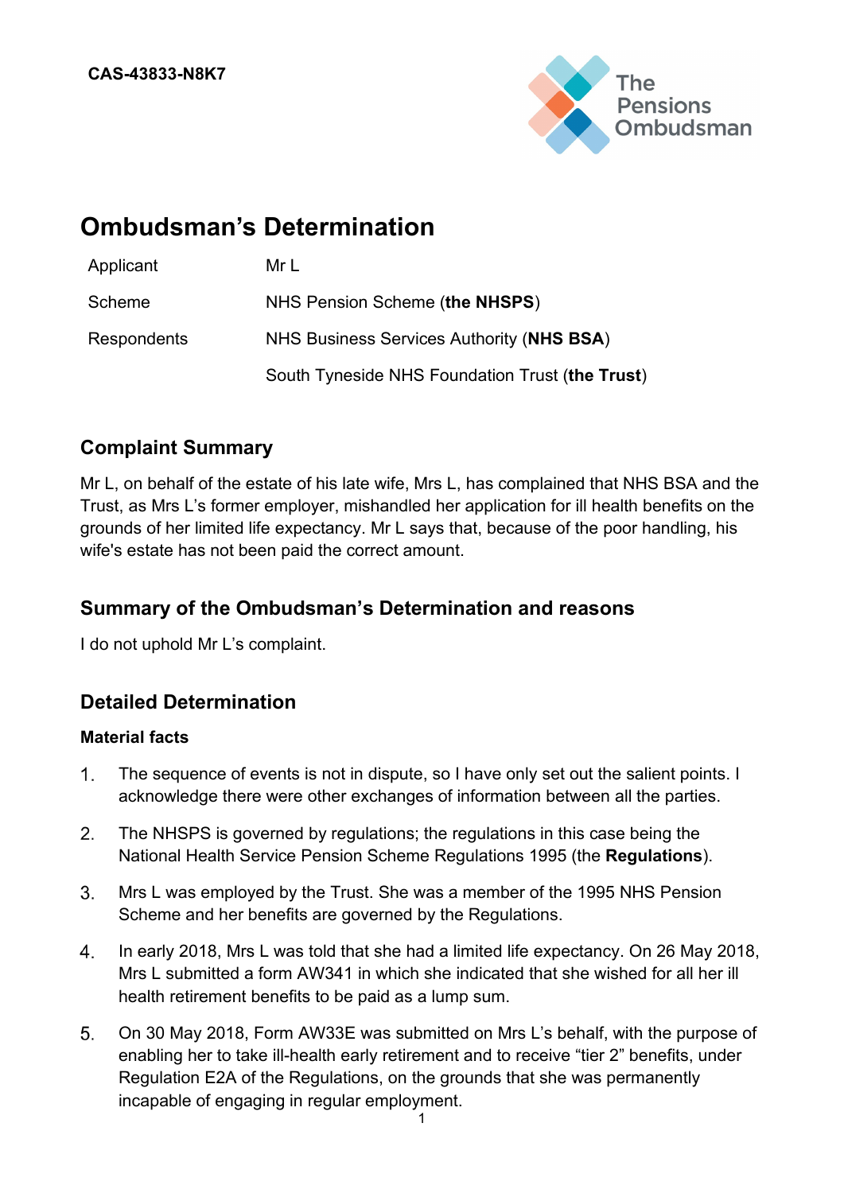**CAS-43833-N8K7**

# Ombudsman's Determination

| | |
|---|---|
| Applicant | Mr L |
| Scheme | NHS Pension Scheme (**the NHSPS**) |
| Respondents | NHS Business Services Authority (**NHS BSA**) |
| | South Tyneside NHS Foundation Trust (**the Trust**) |

## Complaint Summary

Mr L, on behalf of the estate of his late wife, Mrs L, has complained that NHS BSA and the Trust, as Mrs L's former employer, mishandled her application for ill health benefits on the grounds of her limited life expectancy. Mr L says that, because of the poor handling, his wife's estate has not been paid the correct amount.

## Summary of the Ombudsman's Determination and reasons

I do not uphold Mr L's complaint.

## Detailed Determination

### Material facts

1. The sequence of events is not in dispute, so I have only set out the salient points. I acknowledge there were other exchanges of information between all the parties.
2. The NHSPS is governed by regulations; the regulations in this case being the National Health Service Pension Scheme Regulations 1995 (the **Regulations**).
3. Mrs L was employed by the Trust. She was a member of the 1995 NHS Pension Scheme and her benefits are governed by the Regulations.
4. In early 2018, Mrs L was told that she had a limited life expectancy. On 26 May 2018, Mrs L submitted a form AW341 in which she indicated that she wished for all her ill health retirement benefits to be paid as a lump sum.
5. On 30 May 2018, Form AW33E was submitted on Mrs L's behalf, with the purpose of enabling her to take ill-health early retirement and to receive "tier 2" benefits, under Regulation E2A of the Regulations, on the grounds that she was permanently incapable of engaging in regular employment.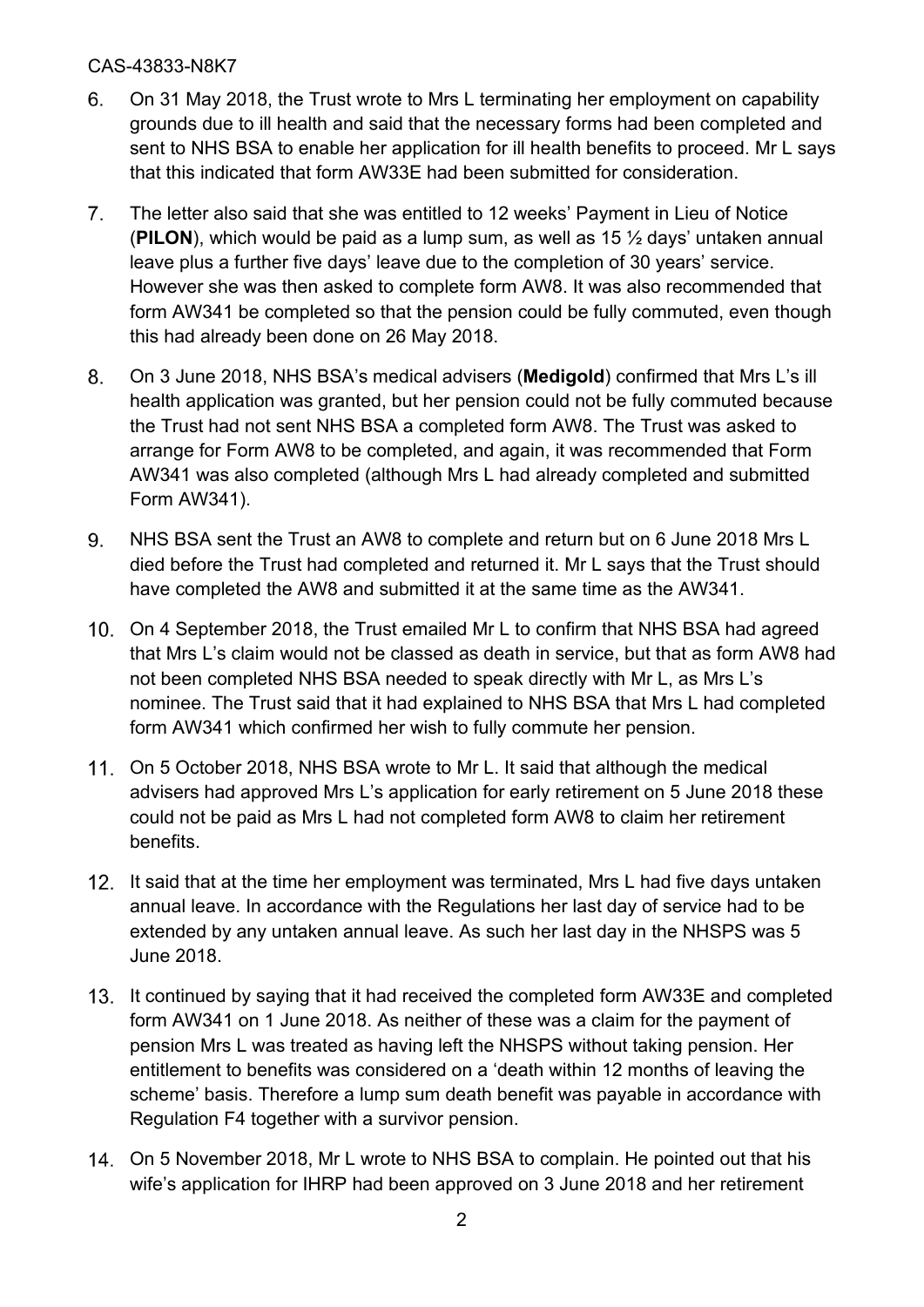6. On 31 May 2018, the Trust wrote to Mrs L terminating her employment on capability grounds due to ill health and said that the necessary forms had been completed and sent to NHS BSA to enable her application for ill health benefits to proceed. Mr L says that this indicated that form AW33E had been submitted for consideration.

7. The letter also said that she was entitled to 12 weeks' Payment in Lieu of Notice (**PILON**), which would be paid as a lump sum, as well as 15 ½ days' untaken annual leave plus a further five days' leave due to the completion of 30 years' service. However she was then asked to complete form AW8. It was also recommended that form AW341 be completed so that the pension could be fully commuted, even though this had already been done on 26 May 2018.

8. On 3 June 2018, NHS BSA's medical advisers (**Medigold**) confirmed that Mrs L's ill health application was granted, but her pension could not be fully commuted because the Trust had not sent NHS BSA a completed form AW8. The Trust was asked to arrange for Form AW8 to be completed, and again, it was recommended that Form AW341 was also completed (although Mrs L had already completed and submitted Form AW341).

9. NHS BSA sent the Trust an AW8 to complete and return but on 6 June 2018 Mrs L died before the Trust had completed and returned it. Mr L says that the Trust should have completed the AW8 and submitted it at the same time as the AW341.

10. On 4 September 2018, the Trust emailed Mr L to confirm that NHS BSA had agreed that Mrs L's claim would not be classed as death in service, but that as form AW8 had not been completed NHS BSA needed to speak directly with Mr L, as Mrs L's nominee. The Trust said that it had explained to NHS BSA that Mrs L had completed form AW341 which confirmed her wish to fully commute her pension.

11. On 5 October 2018, NHS BSA wrote to Mr L. It said that although the medical advisers had approved Mrs L's application for early retirement on 5 June 2018 these could not be paid as Mrs L had not completed form AW8 to claim her retirement benefits.

12. It said that at the time her employment was terminated, Mrs L had five days untaken annual leave. In accordance with the Regulations her last day of service had to be extended by any untaken annual leave. As such her last day in the NHSPS was 5 June 2018.

13. It continued by saying that it had received the completed form AW33E and completed form AW341 on 1 June 2018. As neither of these was a claim for the payment of pension Mrs L was treated as having left the NHSPS without taking pension. Her entitlement to benefits was considered on a 'death within 12 months of leaving the scheme' basis. Therefore a lump sum death benefit was payable in accordance with Regulation F4 together with a survivor pension.

14. On 5 November 2018, Mr L wrote to NHS BSA to complain. He pointed out that his wife's application for IHRP had been approved on 3 June 2018 and her retirement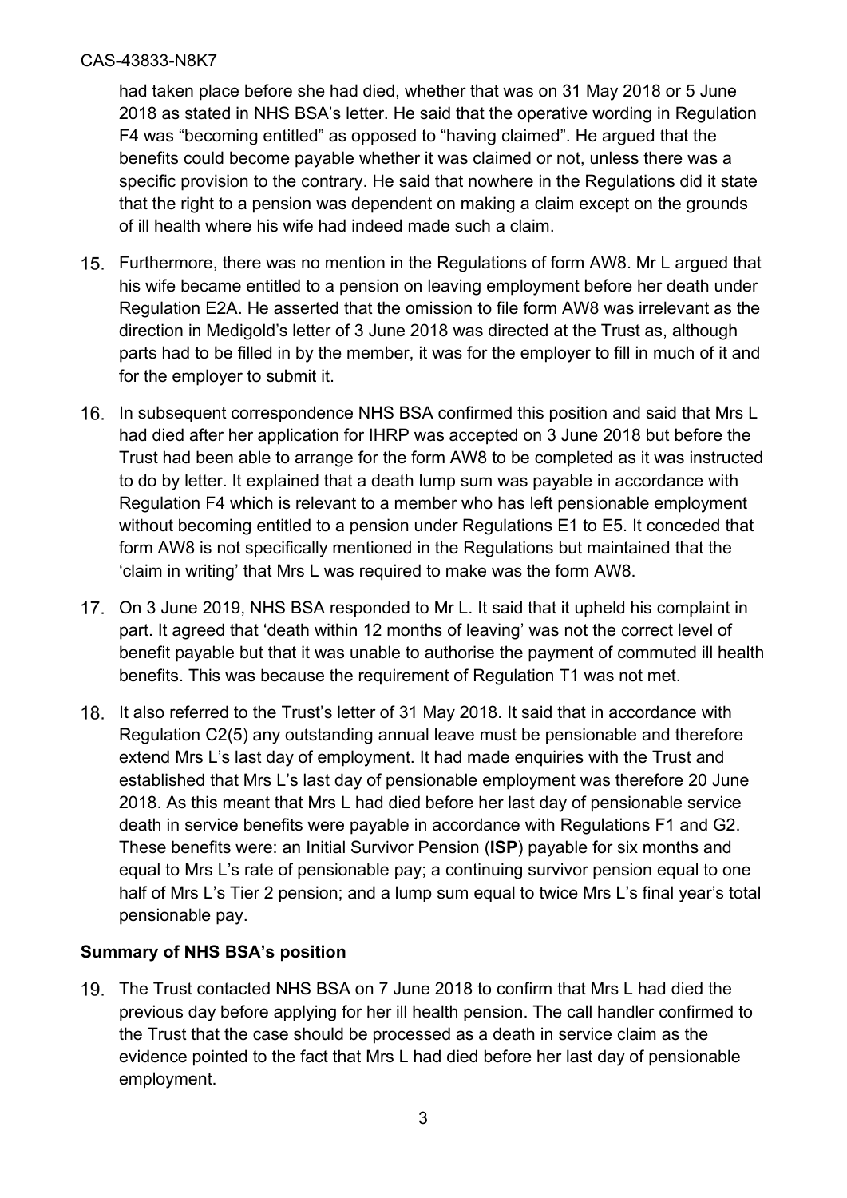had taken place before she had died, whether that was on 31 May 2018 or 5 June 2018 as stated in NHS BSA's letter. He said that the operative wording in Regulation F4 was "becoming entitled" as opposed to "having claimed". He argued that the benefits could become payable whether it was claimed or not, unless there was a specific provision to the contrary. He said that nowhere in the Regulations did it state that the right to a pension was dependent on making a claim except on the grounds of ill health where his wife had indeed made such a claim.

15. Furthermore, there was no mention in the Regulations of form AW8. Mr L argued that his wife became entitled to a pension on leaving employment before her death under Regulation E2A. He asserted that the omission to file form AW8 was irrelevant as the direction in Medigold's letter of 3 June 2018 was directed at the Trust as, although parts had to be filled in by the member, it was for the employer to fill in much of it and for the employer to submit it.

16. In subsequent correspondence NHS BSA confirmed this position and said that Mrs L had died after her application for IHRP was accepted on 3 June 2018 but before the Trust had been able to arrange for the form AW8 to be completed as it was instructed to do by letter. It explained that a death lump sum was payable in accordance with Regulation F4 which is relevant to a member who has left pensionable employment without becoming entitled to a pension under Regulations E1 to E5. It conceded that form AW8 is not specifically mentioned in the Regulations but maintained that the 'claim in writing' that Mrs L was required to make was the form AW8.

17. On 3 June 2019, NHS BSA responded to Mr L. It said that it upheld his complaint in part. It agreed that 'death within 12 months of leaving' was not the correct level of benefit payable but that it was unable to authorise the payment of commuted ill health benefits. This was because the requirement of Regulation T1 was not met.

18. It also referred to the Trust's letter of 31 May 2018. It said that in accordance with Regulation C2(5) any outstanding annual leave must be pensionable and therefore extend Mrs L's last day of employment. It had made enquiries with the Trust and established that Mrs L's last day of pensionable employment was therefore 20 June 2018. As this meant that Mrs L had died before her last day of pensionable service death in service benefits were payable in accordance with Regulations F1 and G2. These benefits were: an Initial Survivor Pension (**ISP**) payable for six months and equal to Mrs L's rate of pensionable pay; a continuing survivor pension equal to one half of Mrs L's Tier 2 pension; and a lump sum equal to twice Mrs L's final year's total pensionable pay.

### Summary of NHS BSA's position

19. The Trust contacted NHS BSA on 7 June 2018 to confirm that Mrs L had died the previous day before applying for her ill health pension. The call handler confirmed to the Trust that the case should be processed as a death in service claim as the evidence pointed to the fact that Mrs L had died before her last day of pensionable employment.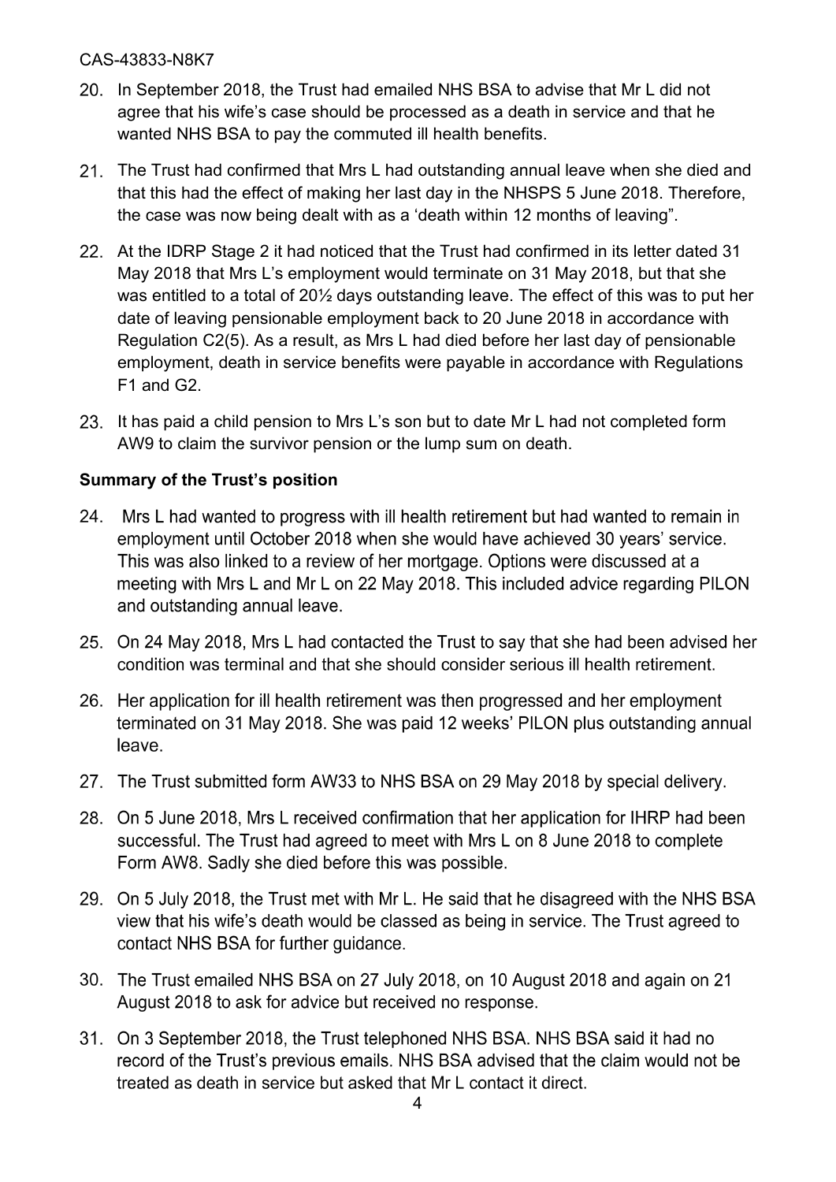20. In September 2018, the Trust had emailed NHS BSA to advise that Mr L did not agree that his wife's case should be processed as a death in service and that he wanted NHS BSA to pay the commuted ill health benefits.

21. The Trust had confirmed that Mrs L had outstanding annual leave when she died and that this had the effect of making her last day in the NHSPS 5 June 2018. Therefore, the case was now being dealt with as a 'death within 12 months of leaving".

22. At the IDRP Stage 2 it had noticed that the Trust had confirmed in its letter dated 31 May 2018 that Mrs L's employment would terminate on 31 May 2018, but that she was entitled to a total of 20½ days outstanding leave. The effect of this was to put her date of leaving pensionable employment back to 20 June 2018 in accordance with Regulation C2(5). As a result, as Mrs L had died before her last day of pensionable employment, death in service benefits were payable in accordance with Regulations F1 and G2.

23. It has paid a child pension to Mrs L's son but to date Mr L had not completed form AW9 to claim the survivor pension or the lump sum on death.

**Summary of the Trust's position**

24. Mrs L had wanted to progress with ill health retirement but had wanted to remain in employment until October 2018 when she would have achieved 30 years' service. This was also linked to a review of her mortgage. Options were discussed at a meeting with Mrs L and Mr L on 22 May 2018. This included advice regarding PILON and outstanding annual leave.

25. On 24 May 2018, Mrs L had contacted the Trust to say that she had been advised her condition was terminal and that she should consider serious ill health retirement.

26. Her application for ill health retirement was then progressed and her employment terminated on 31 May 2018. She was paid 12 weeks' PILON plus outstanding annual leave.

27. The Trust submitted form AW33 to NHS BSA on 29 May 2018 by special delivery.

28. On 5 June 2018, Mrs L received confirmation that her application for IHRP had been successful. The Trust had agreed to meet with Mrs L on 8 June 2018 to complete Form AW8. Sadly she died before this was possible.

29. On 5 July 2018, the Trust met with Mr L. He said that he disagreed with the NHS BSA view that his wife's death would be classed as being in service. The Trust agreed to contact NHS BSA for further guidance.

30. The Trust emailed NHS BSA on 27 July 2018, on 10 August 2018 and again on 21 August 2018 to ask for advice but received no response.

31. On 3 September 2018, the Trust telephoned NHS BSA. NHS BSA said it had no record of the Trust's previous emails. NHS BSA advised that the claim would not be treated as death in service but asked that Mr L contact it direct.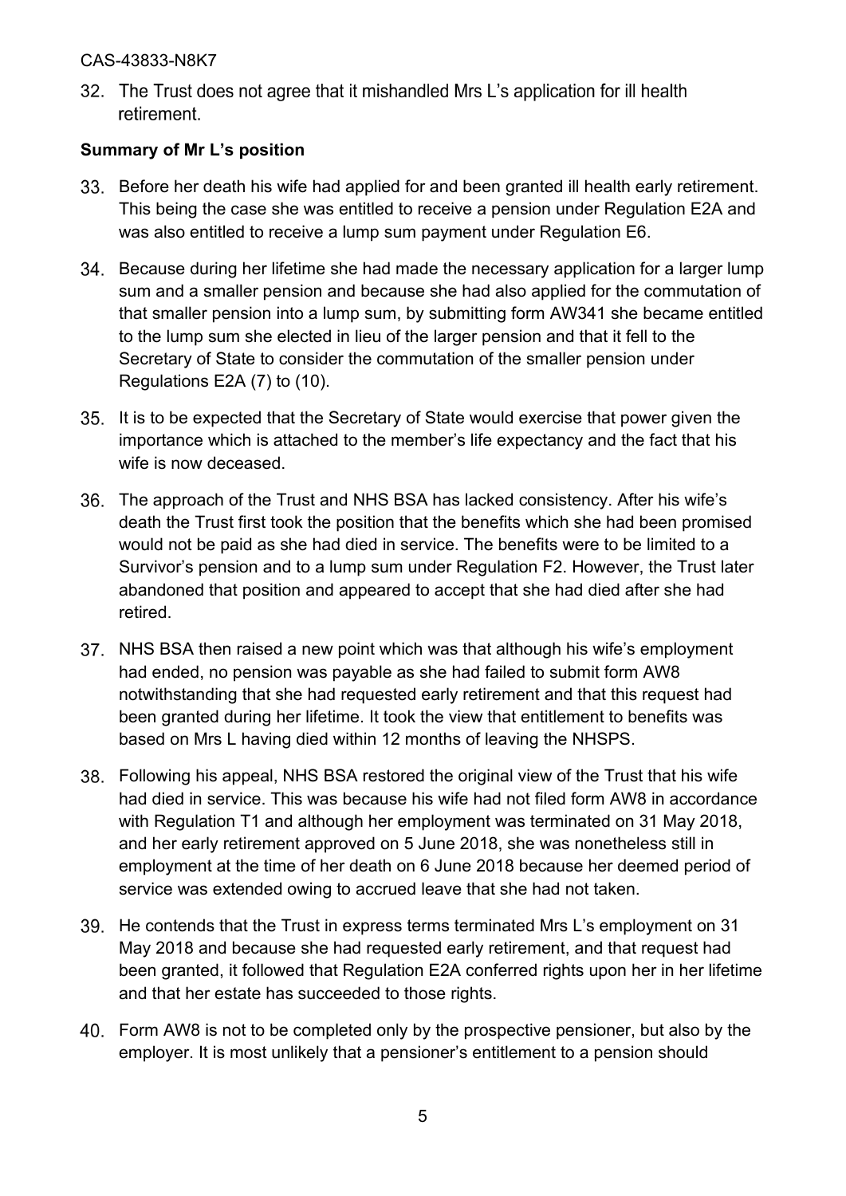32. The Trust does not agree that it mishandled Mrs L's application for ill health retirement.

**Summary of Mr L's position**

33. Before her death his wife had applied for and been granted ill health early retirement. This being the case she was entitled to receive a pension under Regulation E2A and was also entitled to receive a lump sum payment under Regulation E6.

34. Because during her lifetime she had made the necessary application for a larger lump sum and a smaller pension and because she had also applied for the commutation of that smaller pension into a lump sum, by submitting form AW341 she became entitled to the lump sum she elected in lieu of the larger pension and that it fell to the Secretary of State to consider the commutation of the smaller pension under Regulations E2A (7) to (10).

35. It is to be expected that the Secretary of State would exercise that power given the importance which is attached to the member's life expectancy and the fact that his wife is now deceased.

36. The approach of the Trust and NHS BSA has lacked consistency. After his wife's death the Trust first took the position that the benefits which she had been promised would not be paid as she had died in service. The benefits were to be limited to a Survivor's pension and to a lump sum under Regulation F2. However, the Trust later abandoned that position and appeared to accept that she had died after she had retired.

37. NHS BSA then raised a new point which was that although his wife's employment had ended, no pension was payable as she had failed to submit form AW8 notwithstanding that she had requested early retirement and that this request had been granted during her lifetime. It took the view that entitlement to benefits was based on Mrs L having died within 12 months of leaving the NHSPS.

38. Following his appeal, NHS BSA restored the original view of the Trust that his wife had died in service. This was because his wife had not filed form AW8 in accordance with Regulation T1 and although her employment was terminated on 31 May 2018, and her early retirement approved on 5 June 2018, she was nonetheless still in employment at the time of her death on 6 June 2018 because her deemed period of service was extended owing to accrued leave that she had not taken.

39. He contends that the Trust in express terms terminated Mrs L's employment on 31 May 2018 and because she had requested early retirement, and that request had been granted, it followed that Regulation E2A conferred rights upon her in her lifetime and that her estate has succeeded to those rights.

40. Form AW8 is not to be completed only by the prospective pensioner, but also by the employer. It is most unlikely that a pensioner's entitlement to a pension should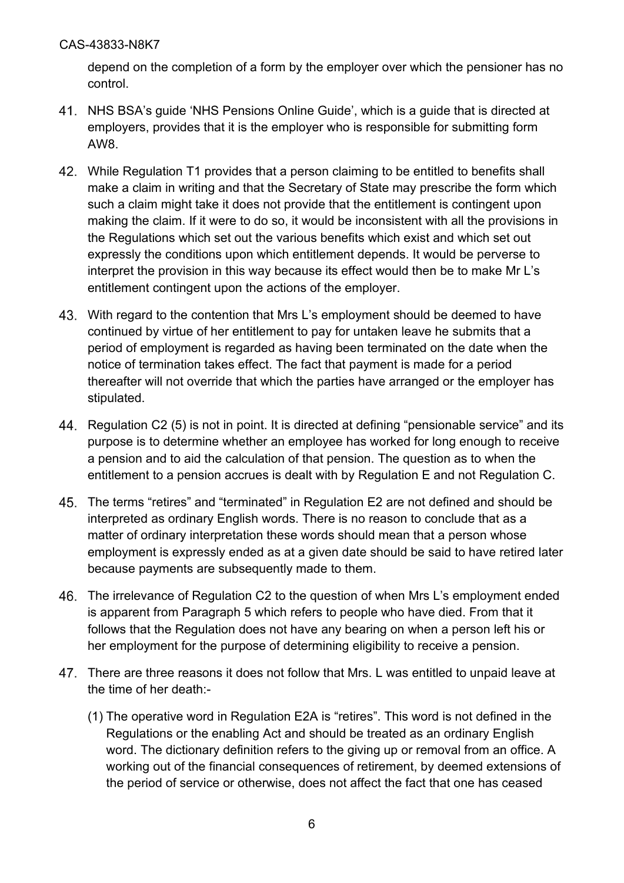depend on the completion of a form by the employer over which the pensioner has no control.

41. NHS BSA's guide 'NHS Pensions Online Guide', which is a guide that is directed at employers, provides that it is the employer who is responsible for submitting form AW8.

42. While Regulation T1 provides that a person claiming to be entitled to benefits shall make a claim in writing and that the Secretary of State may prescribe the form which such a claim might take it does not provide that the entitlement is contingent upon making the claim. If it were to do so, it would be inconsistent with all the provisions in the Regulations which set out the various benefits which exist and which set out expressly the conditions upon which entitlement depends. It would be perverse to interpret the provision in this way because its effect would then be to make Mr L's entitlement contingent upon the actions of the employer.

43. With regard to the contention that Mrs L's employment should be deemed to have continued by virtue of her entitlement to pay for untaken leave he submits that a period of employment is regarded as having been terminated on the date when the notice of termination takes effect. The fact that payment is made for a period thereafter will not override that which the parties have arranged or the employer has stipulated.

44. Regulation C2 (5) is not in point. It is directed at defining "pensionable service" and its purpose is to determine whether an employee has worked for long enough to receive a pension and to aid the calculation of that pension. The question as to when the entitlement to a pension accrues is dealt with by Regulation E and not Regulation C.

45. The terms "retires" and "terminated" in Regulation E2 are not defined and should be interpreted as ordinary English words. There is no reason to conclude that as a matter of ordinary interpretation these words should mean that a person whose employment is expressly ended as at a given date should be said to have retired later because payments are subsequently made to them.

46. The irrelevance of Regulation C2 to the question of when Mrs L's employment ended is apparent from Paragraph 5 which refers to people who have died. From that it follows that the Regulation does not have any bearing on when a person left his or her employment for the purpose of determining eligibility to receive a pension.

47. There are three reasons it does not follow that Mrs. L was entitled to unpaid leave at the time of her death:-

    (1) The operative word in Regulation E2A is "retires". This word is not defined in the Regulations or the enabling Act and should be treated as an ordinary English word. The dictionary definition refers to the giving up or removal from an office. A working out of the financial consequences of retirement, by deemed extensions of the period of service or otherwise, does not affect the fact that one has ceased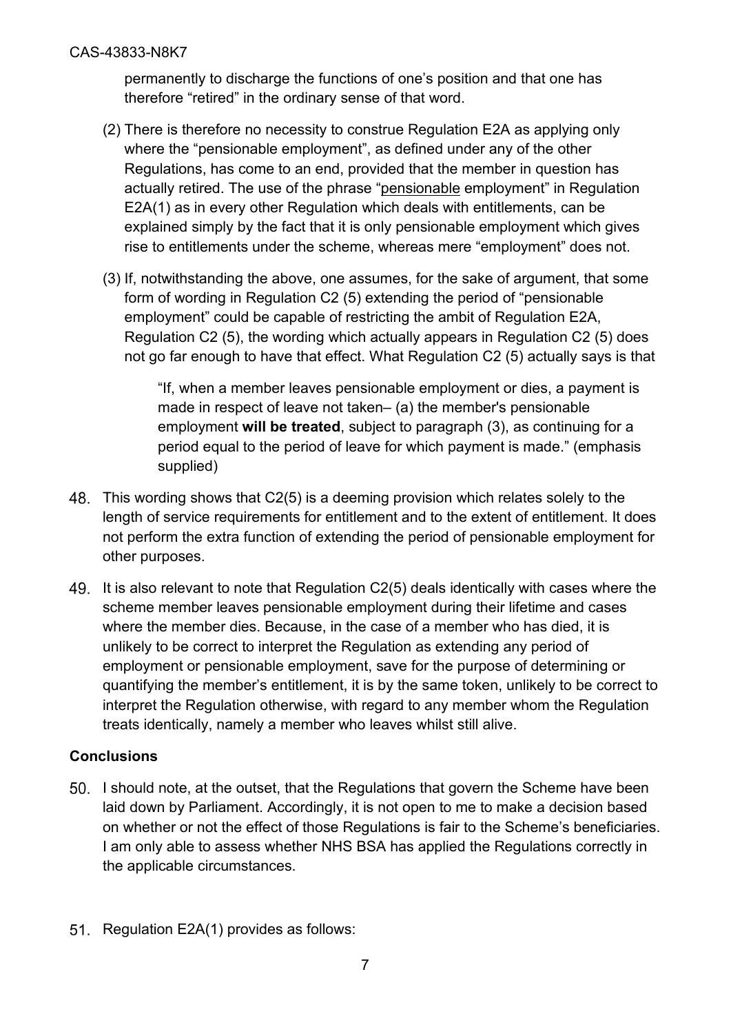permanently to discharge the functions of one's position and that one has therefore "retired" in the ordinary sense of that word.

(2) There is therefore no necessity to construe Regulation E2A as applying only where the "pensionable employment", as defined under any of the other Regulations, has come to an end, provided that the member in question has actually retired. The use of the phrase "<u>pensionable</u> employment" in Regulation E2A(1) as in every other Regulation which deals with entitlements, can be explained simply by the fact that it is only pensionable employment which gives rise to entitlements under the scheme, whereas mere "employment" does not.

(3) If, notwithstanding the above, one assumes, for the sake of argument, that some form of wording in Regulation C2 (5) extending the period of "pensionable employment" could be capable of restricting the ambit of Regulation E2A, Regulation C2 (5), the wording which actually appears in Regulation C2 (5) does not go far enough to have that effect. What Regulation C2 (5) actually says is that

> "If, when a member leaves pensionable employment or dies, a payment is made in respect of leave not taken– (a) the member's pensionable employment **will be treated**, subject to paragraph (3), as continuing for a period equal to the period of leave for which payment is made." (emphasis supplied)

48. This wording shows that C2(5) is a deeming provision which relates solely to the length of service requirements for entitlement and to the extent of entitlement. It does not perform the extra function of extending the period of pensionable employment for other purposes.

49. It is also relevant to note that Regulation C2(5) deals identically with cases where the scheme member leaves pensionable employment during their lifetime and cases where the member dies. Because, in the case of a member who has died, it is unlikely to be correct to interpret the Regulation as extending any period of employment or pensionable employment, save for the purpose of determining or quantifying the member's entitlement, it is by the same token, unlikely to be correct to interpret the Regulation otherwise, with regard to any member whom the Regulation treats identically, namely a member who leaves whilst still alive.

## Conclusions

50. I should note, at the outset, that the Regulations that govern the Scheme have been laid down by Parliament. Accordingly, it is not open to me to make a decision based on whether or not the effect of those Regulations is fair to the Scheme's beneficiaries. I am only able to assess whether NHS BSA has applied the Regulations correctly in the applicable circumstances.

51. Regulation E2A(1) provides as follows: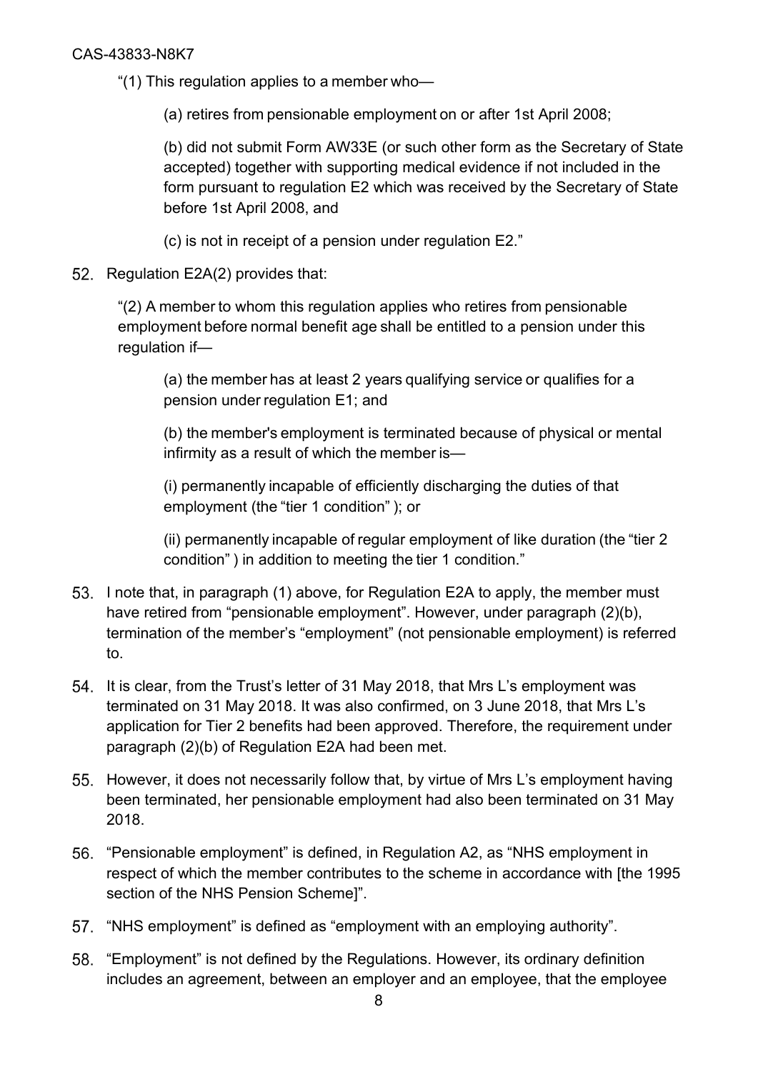"(1) This regulation applies to a member who—

(a) retires from pensionable employment on or after 1st April 2008;

(b) did not submit Form AW33E (or such other form as the Secretary of State accepted) together with supporting medical evidence if not included in the form pursuant to regulation E2 which was received by the Secretary of State before 1st April 2008, and

(c) is not in receipt of a pension under regulation E2."

52. Regulation E2A(2) provides that:

"(2) A member to whom this regulation applies who retires from pensionable employment before normal benefit age shall be entitled to a pension under this regulation if—

(a) the member has at least 2 years qualifying service or qualifies for a pension under regulation E1; and

(b) the member's employment is terminated because of physical or mental infirmity as a result of which the member is—

(i) permanently incapable of efficiently discharging the duties of that employment (the "tier 1 condition" ); or

(ii) permanently incapable of regular employment of like duration (the "tier 2 condition" ) in addition to meeting the tier 1 condition."

53. I note that, in paragraph (1) above, for Regulation E2A to apply, the member must have retired from "pensionable employment". However, under paragraph (2)(b), termination of the member's "employment" (not pensionable employment) is referred to.

54. It is clear, from the Trust's letter of 31 May 2018, that Mrs L's employment was terminated on 31 May 2018. It was also confirmed, on 3 June 2018, that Mrs L's application for Tier 2 benefits had been approved. Therefore, the requirement under paragraph (2)(b) of Regulation E2A had been met.

55. However, it does not necessarily follow that, by virtue of Mrs L's employment having been terminated, her pensionable employment had also been terminated on 31 May 2018.

56. "Pensionable employment" is defined, in Regulation A2, as "NHS employment in respect of which the member contributes to the scheme in accordance with [the 1995 section of the NHS Pension Scheme]".

57. "NHS employment" is defined as "employment with an employing authority".

58. "Employment" is not defined by the Regulations. However, its ordinary definition includes an agreement, between an employer and an employee, that the employee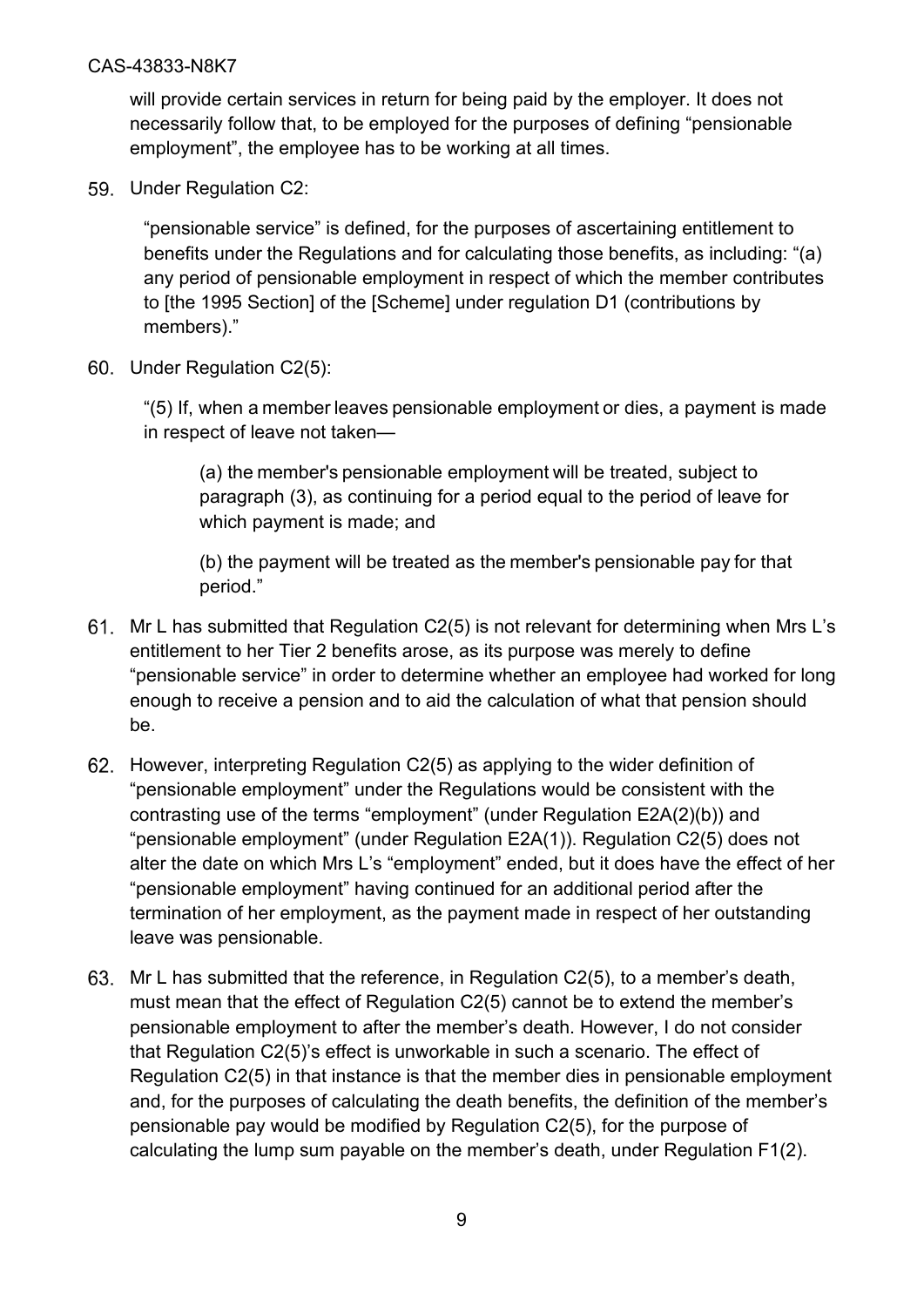will provide certain services in return for being paid by the employer. It does not necessarily follow that, to be employed for the purposes of defining "pensionable employment", the employee has to be working at all times.

59. Under Regulation C2:

> "pensionable service" is defined, for the purposes of ascertaining entitlement to benefits under the Regulations and for calculating those benefits, as including: "(a) any period of pensionable employment in respect of which the member contributes to [the 1995 Section] of the [Scheme] under regulation D1 (contributions by members)."

60. Under Regulation C2(5):

> "(5) If, when a member leaves pensionable employment or dies, a payment is made in respect of leave not taken—
>
> (a) the member's pensionable employment will be treated, subject to paragraph (3), as continuing for a period equal to the period of leave for which payment is made; and
>
> (b) the payment will be treated as the member's pensionable pay for that period."

61. Mr L has submitted that Regulation C2(5) is not relevant for determining when Mrs L's entitlement to her Tier 2 benefits arose, as its purpose was merely to define "pensionable service" in order to determine whether an employee had worked for long enough to receive a pension and to aid the calculation of what that pension should be.

62. However, interpreting Regulation C2(5) as applying to the wider definition of "pensionable employment" under the Regulations would be consistent with the contrasting use of the terms "employment" (under Regulation E2A(2)(b)) and "pensionable employment" (under Regulation E2A(1)). Regulation C2(5) does not alter the date on which Mrs L's "employment" ended, but it does have the effect of her "pensionable employment" having continued for an additional period after the termination of her employment, as the payment made in respect of her outstanding leave was pensionable.

63. Mr L has submitted that the reference, in Regulation C2(5), to a member's death, must mean that the effect of Regulation C2(5) cannot be to extend the member's pensionable employment to after the member's death. However, I do not consider that Regulation C2(5)'s effect is unworkable in such a scenario. The effect of Regulation C2(5) in that instance is that the member dies in pensionable employment and, for the purposes of calculating the death benefits, the definition of the member's pensionable pay would be modified by Regulation C2(5), for the purpose of calculating the lump sum payable on the member's death, under Regulation F1(2).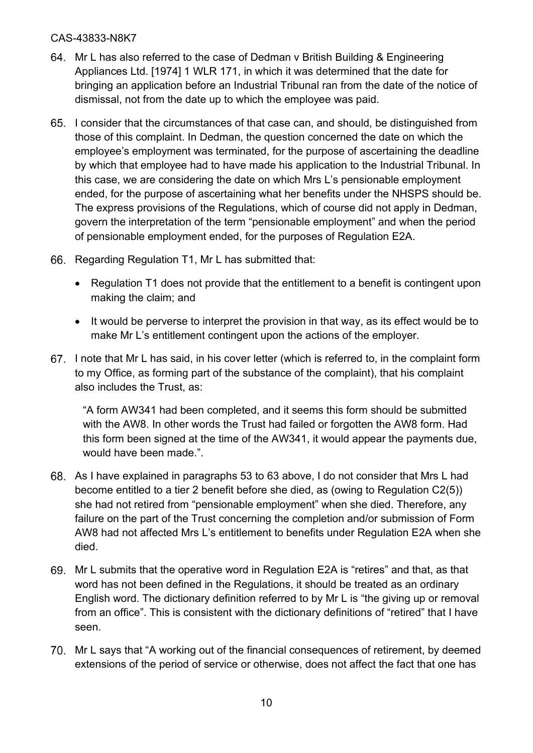64. Mr L has also referred to the case of Dedman v British Building & Engineering Appliances Ltd. [1974] 1 WLR 171, in which it was determined that the date for bringing an application before an Industrial Tribunal ran from the date of the notice of dismissal, not from the date up to which the employee was paid.

65. I consider that the circumstances of that case can, and should, be distinguished from those of this complaint. In Dedman, the question concerned the date on which the employee's employment was terminated, for the purpose of ascertaining the deadline by which that employee had to have made his application to the Industrial Tribunal. In this case, we are considering the date on which Mrs L's pensionable employment ended, for the purpose of ascertaining what her benefits under the NHSPS should be. The express provisions of the Regulations, which of course did not apply in Dedman, govern the interpretation of the term "pensionable employment" and when the period of pensionable employment ended, for the purposes of Regulation E2A.

66. Regarding Regulation T1, Mr L has submitted that:

- Regulation T1 does not provide that the entitlement to a benefit is contingent upon making the claim; and
- It would be perverse to interpret the provision in that way, as its effect would be to make Mr L's entitlement contingent upon the actions of the employer.

67. I note that Mr L has said, in his cover letter (which is referred to, in the complaint form to my Office, as forming part of the substance of the complaint), that his complaint also includes the Trust, as:

> "A form AW341 had been completed, and it seems this form should be submitted with the AW8. In other words the Trust had failed or forgotten the AW8 form. Had this form been signed at the time of the AW341, it would appear the payments due, would have been made.".

68. As I have explained in paragraphs 53 to 63 above, I do not consider that Mrs L had become entitled to a tier 2 benefit before she died, as (owing to Regulation C2(5)) she had not retired from "pensionable employment" when she died. Therefore, any failure on the part of the Trust concerning the completion and/or submission of Form AW8 had not affected Mrs L's entitlement to benefits under Regulation E2A when she died.

69. Mr L submits that the operative word in Regulation E2A is "retires" and that, as that word has not been defined in the Regulations, it should be treated as an ordinary English word. The dictionary definition referred to by Mr L is "the giving up or removal from an office". This is consistent with the dictionary definitions of "retired" that I have seen.

70. Mr L says that "A working out of the financial consequences of retirement, by deemed extensions of the period of service or otherwise, does not affect the fact that one has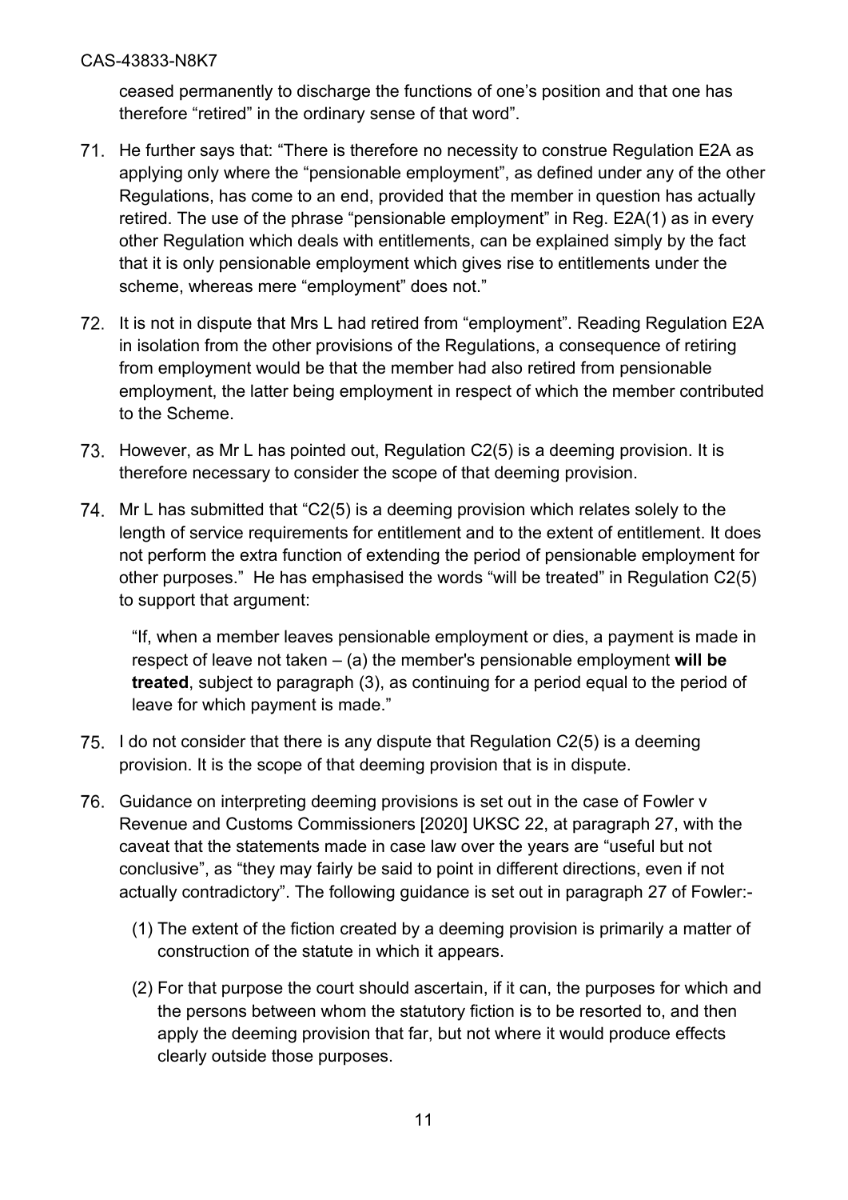ceased permanently to discharge the functions of one's position and that one has therefore "retired" in the ordinary sense of that word".

71. He further says that: "There is therefore no necessity to construe Regulation E2A as applying only where the "pensionable employment", as defined under any of the other Regulations, has come to an end, provided that the member in question has actually retired. The use of the phrase "pensionable employment" in Reg. E2A(1) as in every other Regulation which deals with entitlements, can be explained simply by the fact that it is only pensionable employment which gives rise to entitlements under the scheme, whereas mere "employment" does not."

72. It is not in dispute that Mrs L had retired from "employment". Reading Regulation E2A in isolation from the other provisions of the Regulations, a consequence of retiring from employment would be that the member had also retired from pensionable employment, the latter being employment in respect of which the member contributed to the Scheme.

73. However, as Mr L has pointed out, Regulation C2(5) is a deeming provision. It is therefore necessary to consider the scope of that deeming provision.

74. Mr L has submitted that "C2(5) is a deeming provision which relates solely to the length of service requirements for entitlement and to the extent of entitlement. It does not perform the extra function of extending the period of pensionable employment for other purposes." He has emphasised the words "will be treated" in Regulation C2(5) to support that argument:

   "If, when a member leaves pensionable employment or dies, a payment is made in respect of leave not taken – (a) the member's pensionable employment **will be treated**, subject to paragraph (3), as continuing for a period equal to the period of leave for which payment is made."

75. I do not consider that there is any dispute that Regulation C2(5) is a deeming provision. It is the scope of that deeming provision that is in dispute.

76. Guidance on interpreting deeming provisions is set out in the case of Fowler v Revenue and Customs Commissioners [2020] UKSC 22, at paragraph 27, with the caveat that the statements made in case law over the years are "useful but not conclusive", as "they may fairly be said to point in different directions, even if not actually contradictory". The following guidance is set out in paragraph 27 of Fowler:-

   (1) The extent of the fiction created by a deeming provision is primarily a matter of construction of the statute in which it appears.

   (2) For that purpose the court should ascertain, if it can, the purposes for which and the persons between whom the statutory fiction is to be resorted to, and then apply the deeming provision that far, but not where it would produce effects clearly outside those purposes.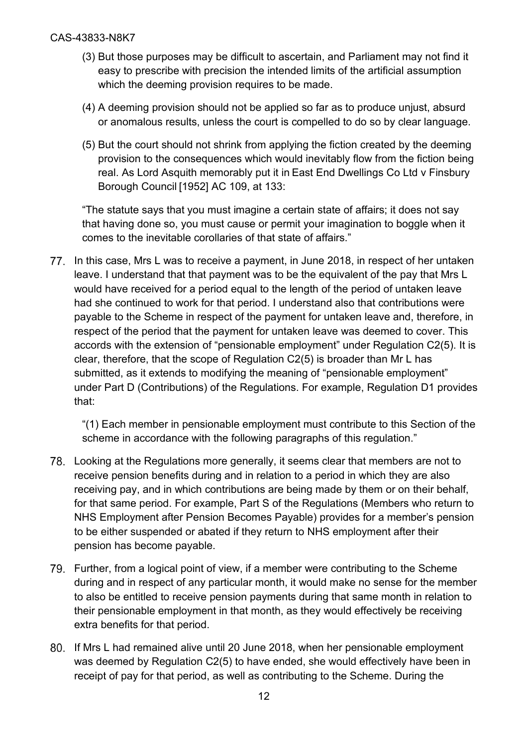(3) But those purposes may be difficult to ascertain, and Parliament may not find it easy to prescribe with precision the intended limits of the artificial assumption which the deeming provision requires to be made.

(4) A deeming provision should not be applied so far as to produce unjust, absurd or anomalous results, unless the court is compelled to do so by clear language.

(5) But the court should not shrink from applying the fiction created by the deeming provision to the consequences which would inevitably flow from the fiction being real. As Lord Asquith memorably put it in East End Dwellings Co Ltd v Finsbury Borough Council [1952] AC 109, at 133:

"The statute says that you must imagine a certain state of affairs; it does not say that having done so, you must cause or permit your imagination to boggle when it comes to the inevitable corollaries of that state of affairs."

77. In this case, Mrs L was to receive a payment, in June 2018, in respect of her untaken leave. I understand that that payment was to be the equivalent of the pay that Mrs L would have received for a period equal to the length of the period of untaken leave had she continued to work for that period. I understand also that contributions were payable to the Scheme in respect of the payment for untaken leave and, therefore, in respect of the period that the payment for untaken leave was deemed to cover. This accords with the extension of "pensionable employment" under Regulation C2(5). It is clear, therefore, that the scope of Regulation C2(5) is broader than Mr L has submitted, as it extends to modifying the meaning of "pensionable employment" under Part D (Contributions) of the Regulations. For example, Regulation D1 provides that:

"(1) Each member in pensionable employment must contribute to this Section of the scheme in accordance with the following paragraphs of this regulation."

78. Looking at the Regulations more generally, it seems clear that members are not to receive pension benefits during and in relation to a period in which they are also receiving pay, and in which contributions are being made by them or on their behalf, for that same period. For example, Part S of the Regulations (Members who return to NHS Employment after Pension Becomes Payable) provides for a member's pension to be either suspended or abated if they return to NHS employment after their pension has become payable.

79. Further, from a logical point of view, if a member were contributing to the Scheme during and in respect of any particular month, it would make no sense for the member to also be entitled to receive pension payments during that same month in relation to their pensionable employment in that month, as they would effectively be receiving extra benefits for that period.

80. If Mrs L had remained alive until 20 June 2018, when her pensionable employment was deemed by Regulation C2(5) to have ended, she would effectively have been in receipt of pay for that period, as well as contributing to the Scheme. During the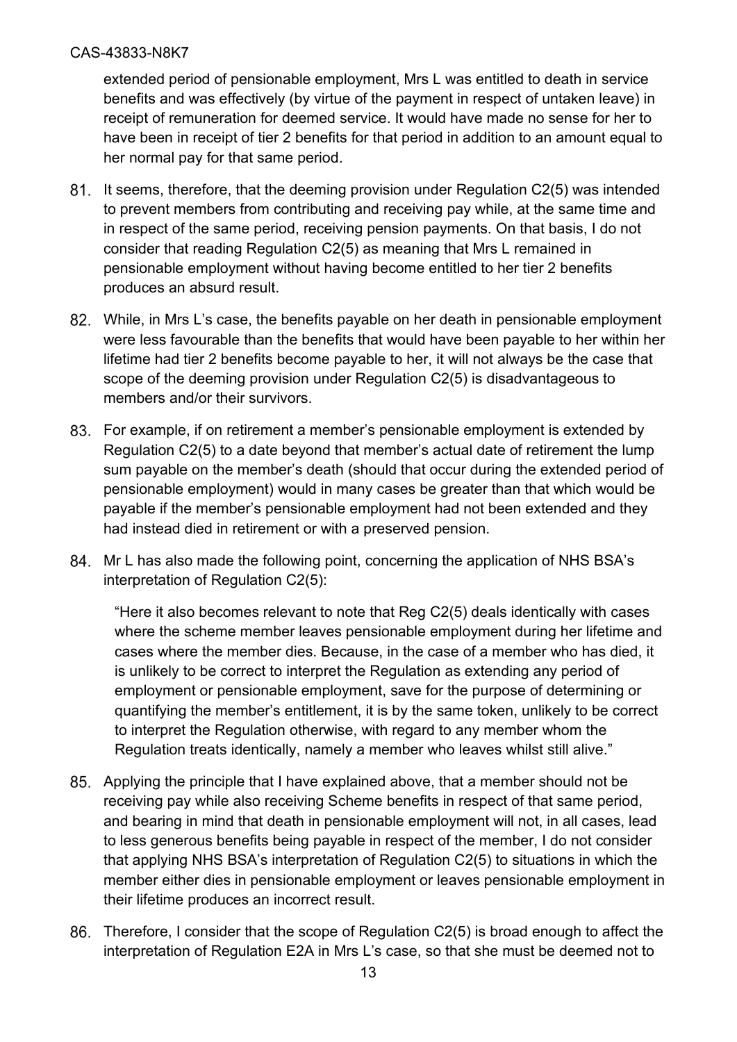extended period of pensionable employment, Mrs L was entitled to death in service benefits and was effectively (by virtue of the payment in respect of untaken leave) in receipt of remuneration for deemed service. It would have made no sense for her to have been in receipt of tier 2 benefits for that period in addition to an amount equal to her normal pay for that same period.

81. It seems, therefore, that the deeming provision under Regulation C2(5) was intended to prevent members from contributing and receiving pay while, at the same time and in respect of the same period, receiving pension payments. On that basis, I do not consider that reading Regulation C2(5) as meaning that Mrs L remained in pensionable employment without having become entitled to her tier 2 benefits produces an absurd result.

82. While, in Mrs L's case, the benefits payable on her death in pensionable employment were less favourable than the benefits that would have been payable to her within her lifetime had tier 2 benefits become payable to her, it will not always be the case that scope of the deeming provision under Regulation C2(5) is disadvantageous to members and/or their survivors.

83. For example, if on retirement a member's pensionable employment is extended by Regulation C2(5) to a date beyond that member's actual date of retirement the lump sum payable on the member's death (should that occur during the extended period of pensionable employment) would in many cases be greater than that which would be payable if the member's pensionable employment had not been extended and they had instead died in retirement or with a preserved pension.

84. Mr L has also made the following point, concerning the application of NHS BSA's interpretation of Regulation C2(5):

> "Here it also becomes relevant to note that Reg C2(5) deals identically with cases where the scheme member leaves pensionable employment during her lifetime and cases where the member dies. Because, in the case of a member who has died, it is unlikely to be correct to interpret the Regulation as extending any period of employment or pensionable employment, save for the purpose of determining or quantifying the member's entitlement, it is by the same token, unlikely to be correct to interpret the Regulation otherwise, with regard to any member whom the Regulation treats identically, namely a member who leaves whilst still alive."

85. Applying the principle that I have explained above, that a member should not be receiving pay while also receiving Scheme benefits in respect of that same period, and bearing in mind that death in pensionable employment will not, in all cases, lead to less generous benefits being payable in respect of the member, I do not consider that applying NHS BSA's interpretation of Regulation C2(5) to situations in which the member either dies in pensionable employment or leaves pensionable employment in their lifetime produces an incorrect result.

86. Therefore, I consider that the scope of Regulation C2(5) is broad enough to affect the interpretation of Regulation E2A in Mrs L's case, so that she must be deemed not to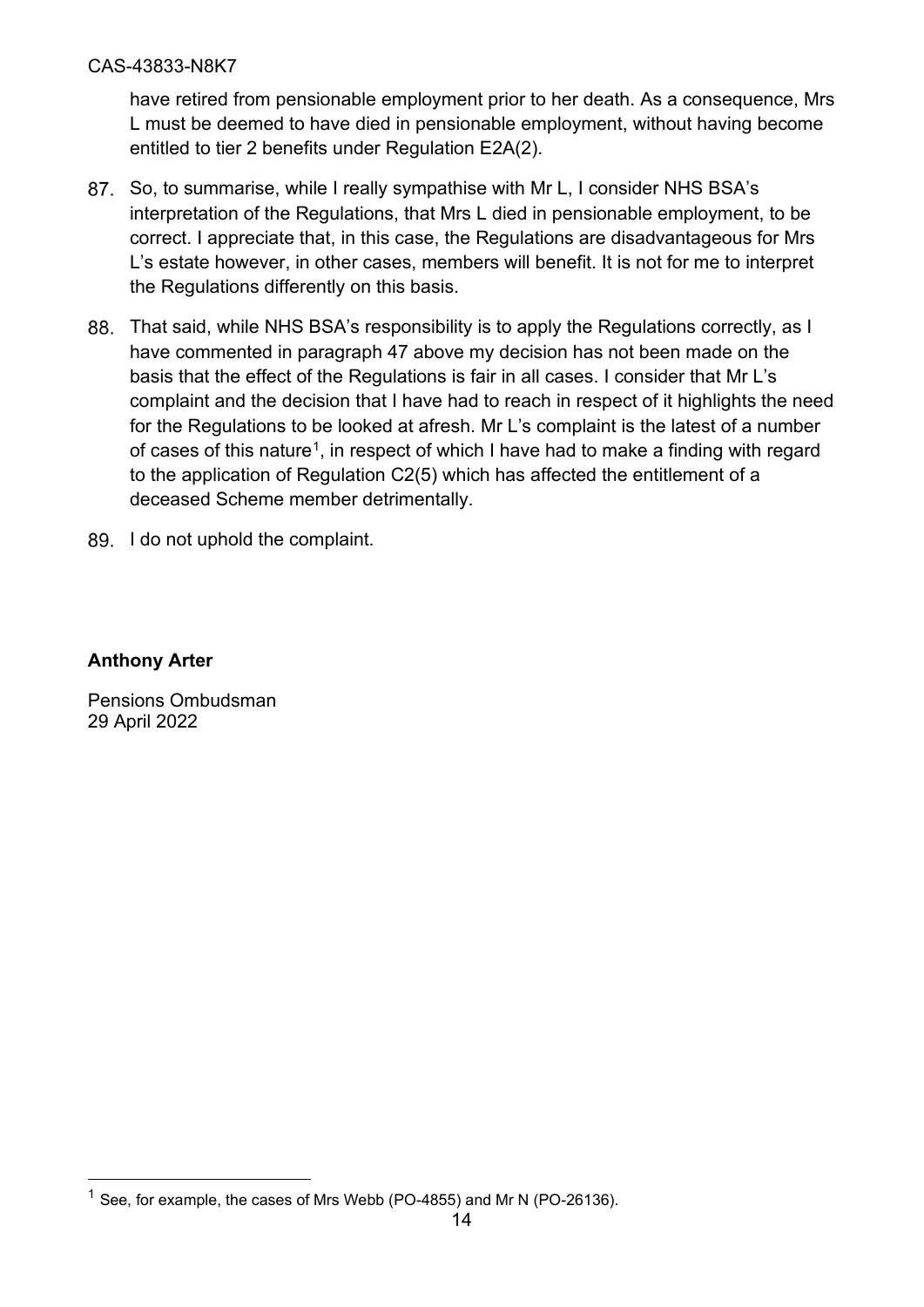have retired from pensionable employment prior to her death. As a consequence, Mrs L must be deemed to have died in pensionable employment, without having become entitled to tier 2 benefits under Regulation E2A(2).

87. So, to summarise, while I really sympathise with Mr L, I consider NHS BSA's interpretation of the Regulations, that Mrs L died in pensionable employment, to be correct. I appreciate that, in this case, the Regulations are disadvantageous for Mrs L's estate however, in other cases, members will benefit. It is not for me to interpret the Regulations differently on this basis.

88. That said, while NHS BSA's responsibility is to apply the Regulations correctly, as I have commented in paragraph 47 above my decision has not been made on the basis that the effect of the Regulations is fair in all cases. I consider that Mr L's complaint and the decision that I have had to reach in respect of it highlights the need for the Regulations to be looked at afresh. Mr L's complaint is the latest of a number of cases of this nature[1], in respect of which I have had to make a finding with regard to the application of Regulation C2(5) which has affected the entitlement of a deceased Scheme member detrimentally.

89. I do not uphold the complaint.

**Anthony Arter**

Pensions Ombudsman
29 April 2022

[1] See, for example, the cases of Mrs Webb (PO-4855) and Mr N (PO-26136).